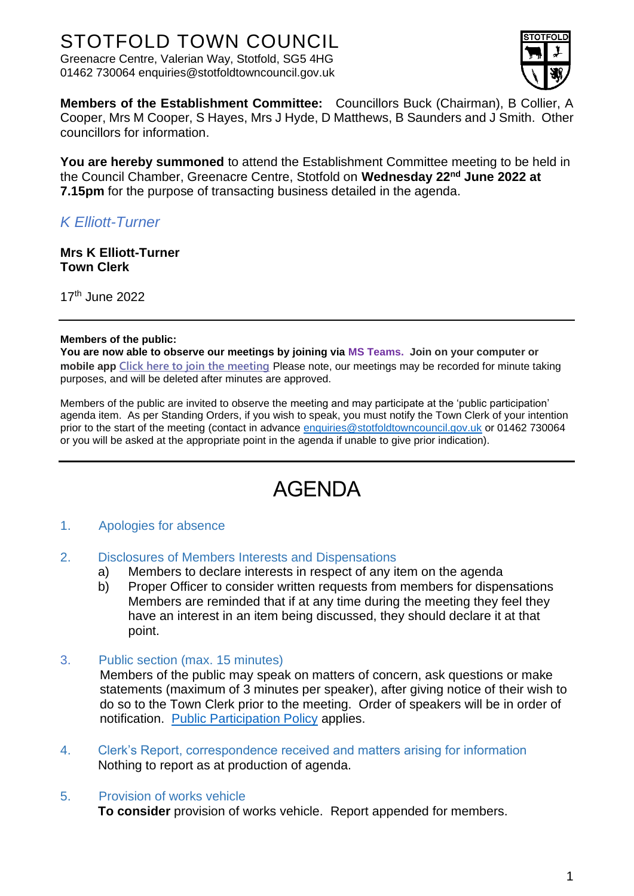# STOTFOLD TOWN COUNCIL

Greenacre Centre, Valerian Way, Stotfold, SG5 4HG
01462 730064 enquiries@stotfoldtowncouncil.gov.uk

**Members of the Establishment Committee:** Councillors Buck (Chairman), B Collier, A Cooper, Mrs M Cooper, S Hayes, Mrs J Hyde, D Matthews, B Saunders and J Smith. Other councillors for information.

**You are hereby summoned** to attend the Establishment Committee meeting to be held in the Council Chamber, Greenacre Centre, Stotfold on **Wednesday 22nd June 2022 at 7.15pm** for the purpose of transacting business detailed in the agenda.

*K Elliott-Turner*

**Mrs K Elliott-Turner**
**Town Clerk**

17th June 2022

---

**Members of the public:**
**You are now able to observe our meetings by joining via MS Teams. Join on your computer or mobile app** Click here to join the meeting Please note, our meetings may be recorded for minute taking purposes, and will be deleted after minutes are approved.

Members of the public are invited to observe the meeting and may participate at the 'public participation' agenda item. As per Standing Orders, if you wish to speak, you must notify the Town Clerk of your intention prior to the start of the meeting (contact in advance enquiries@stotfoldtowncouncil.gov.uk or 01462 730064 or you will be asked at the appropriate point in the agenda if unable to give prior indication).

---

# AGENDA

1. Apologies for absence

2. Disclosures of Members Interests and Dispensations
   a) Members to declare interests in respect of any item on the agenda
   b) Proper Officer to consider written requests from members for dispensations
   Members are reminded that if at any time during the meeting they feel they have an interest in an item being discussed, they should declare it at that point.

3. Public section (max. 15 minutes)
   Members of the public may speak on matters of concern, ask questions or make statements (maximum of 3 minutes per speaker), after giving notice of their wish to do so to the Town Clerk prior to the meeting. Order of speakers will be in order of notification. Public Participation Policy applies.

4. Clerk's Report, correspondence received and matters arising for information
   Nothing to report as at production of agenda.

5. Provision of works vehicle
   **To consider** provision of works vehicle. Report appended for members.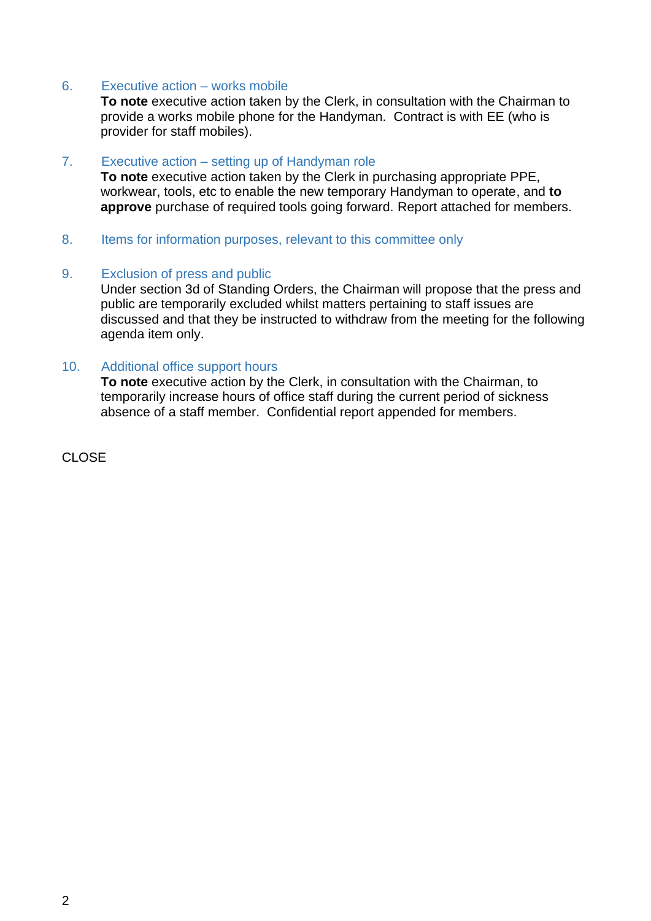6. Executive action – works mobile

   **To note** executive action taken by the Clerk, in consultation with the Chairman to provide a works mobile phone for the Handyman. Contract is with EE (who is provider for staff mobiles).

7. Executive action – setting up of Handyman role

   **To note** executive action taken by the Clerk in purchasing appropriate PPE, workwear, tools, etc to enable the new temporary Handyman to operate, and **to approve** purchase of required tools going forward. Report attached for members.

8. Items for information purposes, relevant to this committee only

9. Exclusion of press and public

   Under section 3d of Standing Orders, the Chairman will propose that the press and public are temporarily excluded whilst matters pertaining to staff issues are discussed and that they be instructed to withdraw from the meeting for the following agenda item only.

10. Additional office support hours

    **To note** executive action by the Clerk, in consultation with the Chairman, to temporarily increase hours of office staff during the current period of sickness absence of a staff member. Confidential report appended for members.

CLOSE